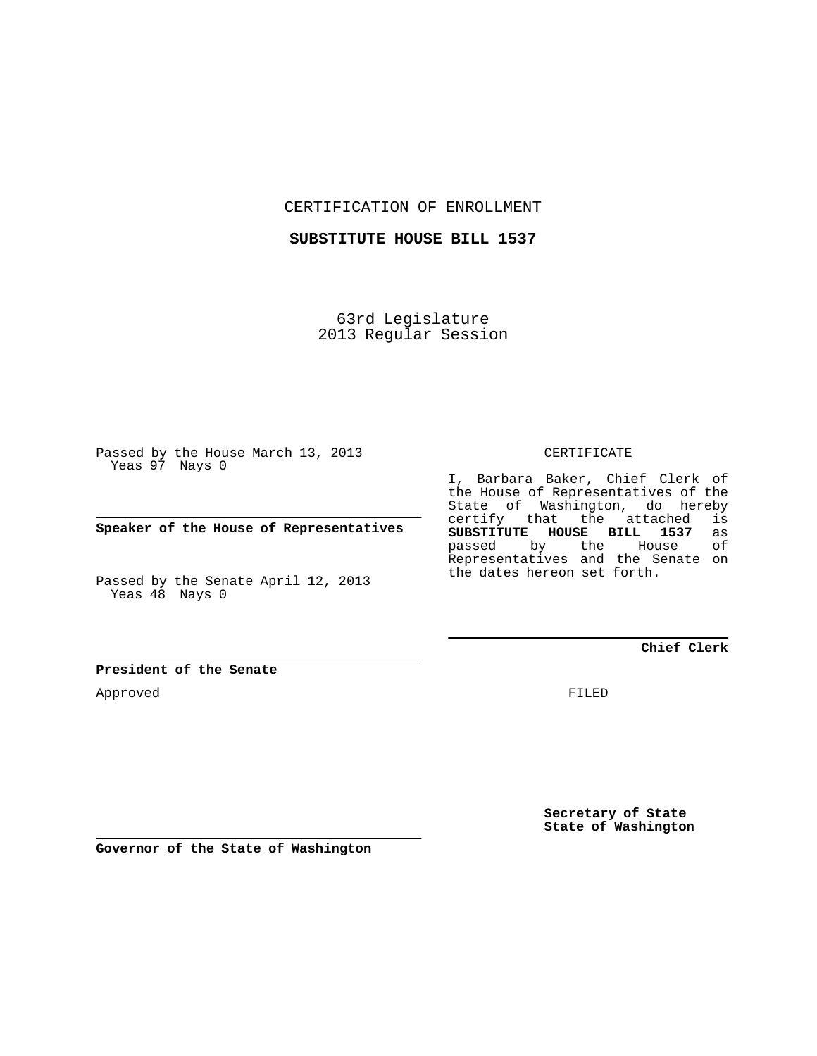CERTIFICATION OF ENROLLMENT

**SUBSTITUTE HOUSE BILL 1537**

63rd Legislature
2013 Regular Session

Passed by the House March 13, 2013
Yeas 97 Nays 0

---

**Speaker of the House of Representatives**

Passed by the Senate April 12, 2013
Yeas 48 Nays 0

---

**President of the Senate**

Approved

---

**Governor of the State of Washington**

CERTIFICATE

I, Barbara Baker, Chief Clerk of the House of Representatives of the State of Washington, do hereby certify that the attached is **SUBSTITUTE HOUSE BILL 1537** as passed by the House of Representatives and the Senate on the dates hereon set forth.

---

**Chief Clerk**

FILED

**Secretary of State**
**State of Washington**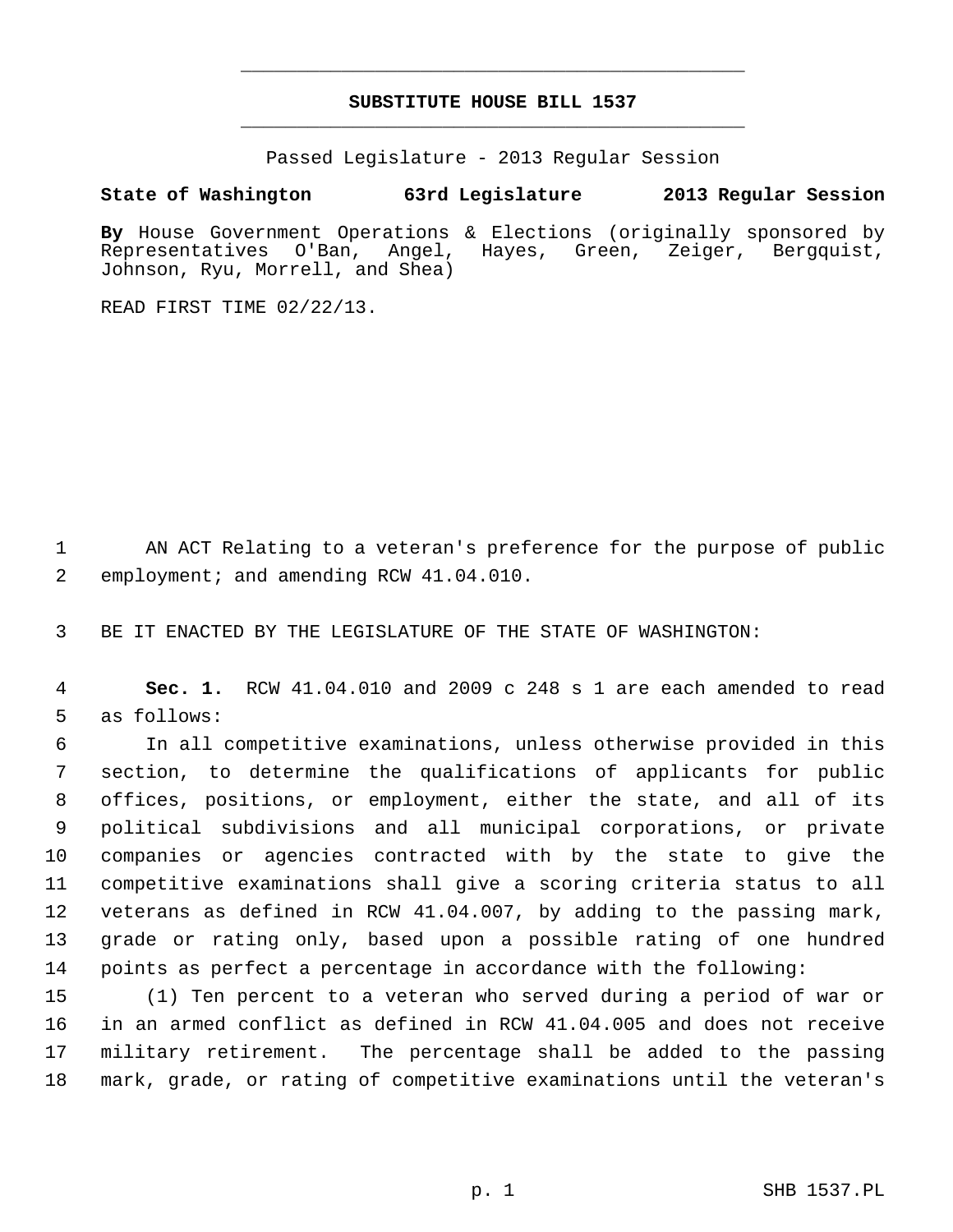# SUBSTITUTE HOUSE BILL 1537

Passed Legislature - 2013 Regular Session

**State of Washington 63rd Legislature 2013 Regular Session**

**By** House Government Operations & Elections (originally sponsored by Representatives O'Ban, Angel, Hayes, Green, Zeiger, Bergquist, Johnson, Ryu, Morrell, and Shea)

READ FIRST TIME 02/22/13.

AN ACT Relating to a veteran's preference for the purpose of public employment; and amending RCW 41.04.010.

BE IT ENACTED BY THE LEGISLATURE OF THE STATE OF WASHINGTON:

**Sec. 1.** RCW 41.04.010 and 2009 c 248 s 1 are each amended to read as follows:

In all competitive examinations, unless otherwise provided in this section, to determine the qualifications of applicants for public offices, positions, or employment, either the state, and all of its political subdivisions and all municipal corporations, or private companies or agencies contracted with by the state to give the competitive examinations shall give a scoring criteria status to all veterans as defined in RCW 41.04.007, by adding to the passing mark, grade or rating only, based upon a possible rating of one hundred points as perfect a percentage in accordance with the following:

(1) Ten percent to a veteran who served during a period of war or in an armed conflict as defined in RCW 41.04.005 and does not receive military retirement. The percentage shall be added to the passing mark, grade, or rating of competitive examinations until the veteran's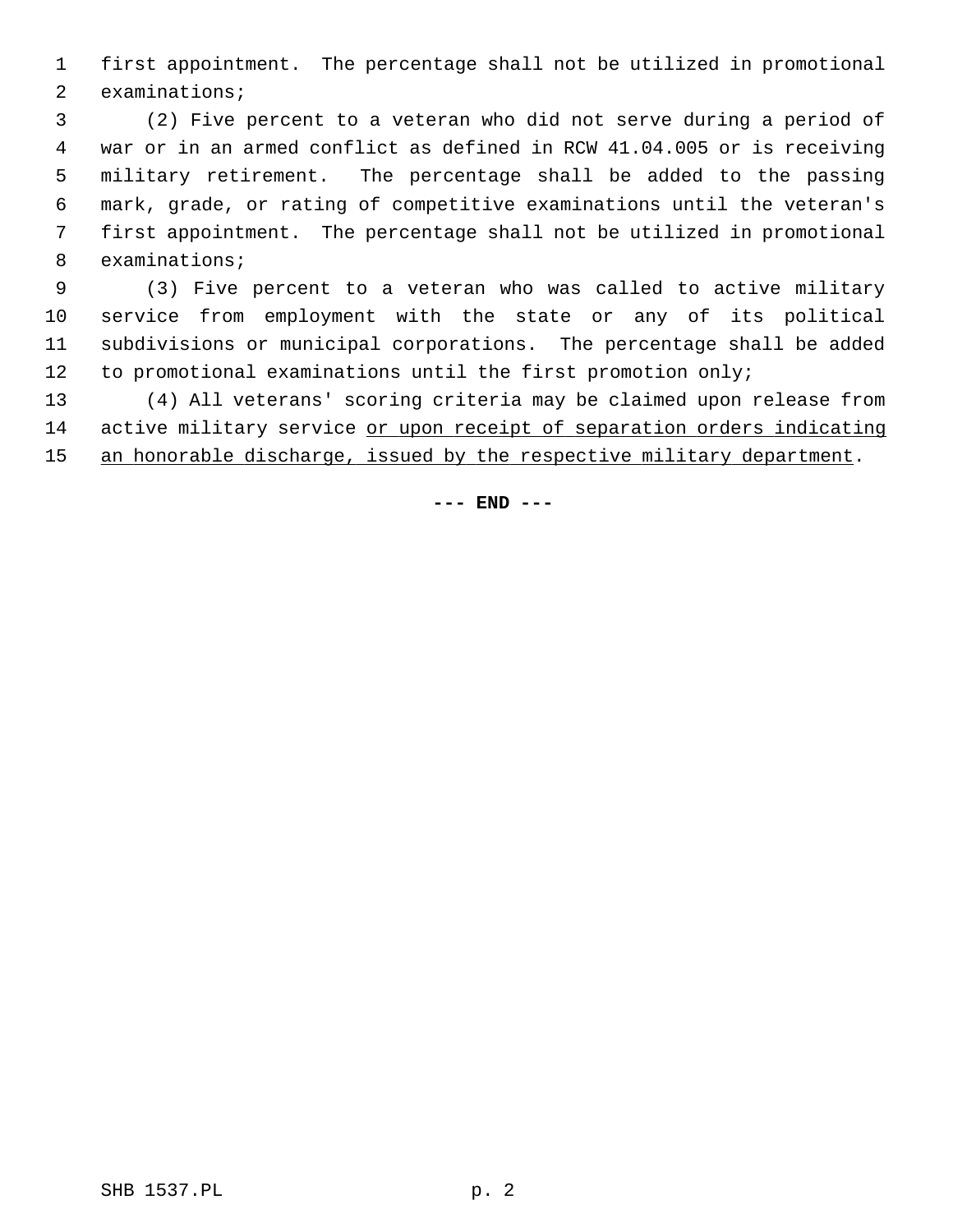first appointment. The percentage shall not be utilized in promotional examinations;

(2) Five percent to a veteran who did not serve during a period of war or in an armed conflict as defined in RCW 41.04.005 or is receiving military retirement. The percentage shall be added to the passing mark, grade, or rating of competitive examinations until the veteran's first appointment. The percentage shall not be utilized in promotional examinations;

(3) Five percent to a veteran who was called to active military service from employment with the state or any of its political subdivisions or municipal corporations. The percentage shall be added to promotional examinations until the first promotion only;

(4) All veterans' scoring criteria may be claimed upon release from active military service <u>or upon receipt of separation orders indicating an honorable discharge, issued by the respective military department</u>.

**--- END ---**